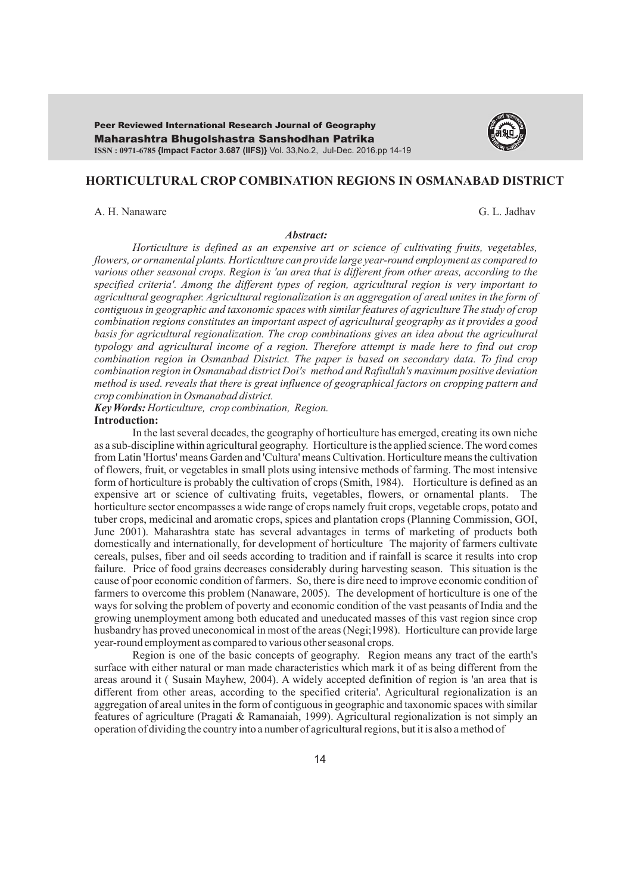# HORTICULTURAL CROP COMBINATION REGIONS IN OSMANABAD DISTRICT

A. H. Nanaware G. L. Jadhav

### *Abstract:*

*Horticulture is defined as an expensive art or science of cultivating fruits, vegetables, flowers, or ornamental plants. Horticulture can provide large year-round employment as compared to various other seasonal crops. Region is 'an area that is different from other areas, according to the specified criteria'. Among the different types of region, agricultural region is very important to agricultural geographer. Agricultural regionalization is an aggregation of areal unites in the form of contiguous in geographic and taxonomic spaces with similar features of agriculture The study of crop combination regions constitutes an important aspect of agricultural geography as it provides a good basis for agricultural regionalization. The crop combinations gives an idea about the agricultural typology and agricultural income of a region. Therefore attempt is made here to find out crop combination region in Osmanbad District. The paper is based on secondary data. To find crop combination region in Osmanabad district Doi's method and Rafiullah's maximum positive deviation method is used. reveals that there is great influence of geographical factors on cropping pattern and crop combination in Osmanabad district.*

***Key Words:*** *Horticulture, crop combination, Region.*

## Introduction:

In the last several decades, the geography of horticulture has emerged, creating its own niche as a sub-discipline within agricultural geography. Horticulture is the applied science. The word comes from Latin 'Hortus' means Garden and 'Cultura' means Cultivation. Horticulture means the cultivation of flowers, fruit, or vegetables in small plots using intensive methods of farming. The most intensive form of horticulture is probably the cultivation of crops (Smith, 1984). Horticulture is defined as an expensive art or science of cultivating fruits, vegetables, flowers, or ornamental plants. The horticulture sector encompasses a wide range of crops namely fruit crops, vegetable crops, potato and tuber crops, medicinal and aromatic crops, spices and plantation crops (Planning Commission, GOI, June 2001). Maharashtra state has several advantages in terms of marketing of products both domestically and internationally, for development of horticulture The majority of farmers cultivate cereals, pulses, fiber and oil seeds according to tradition and if rainfall is scarce it results into crop failure. Price of food grains decreases considerably during harvesting season. This situation is the cause of poor economic condition of farmers. So, there is dire need to improve economic condition of farmers to overcome this problem (Nanaware, 2005). The development of horticulture is one of the ways for solving the problem of poverty and economic condition of the vast peasants of India and the growing unemployment among both educated and uneducated masses of this vast region since crop husbandry has proved uneconomical in most of the areas (Negi;1998). Horticulture can provide large year-round employment as compared to various other seasonal crops.

Region is one of the basic concepts of geography. Region means any tract of the earth's surface with either natural or man made characteristics which mark it of as being different from the areas around it ( Susain Mayhew, 2004). A widely accepted definition of region is 'an area that is different from other areas, according to the specified criteria'. Agricultural regionalization is an aggregation of areal unites in the form of contiguous in geographic and taxonomic spaces with similar features of agriculture (Pragati & Ramanaiah, 1999). Agricultural regionalization is not simply an operation of dividing the country into a number of agricultural regions, but it is also a method of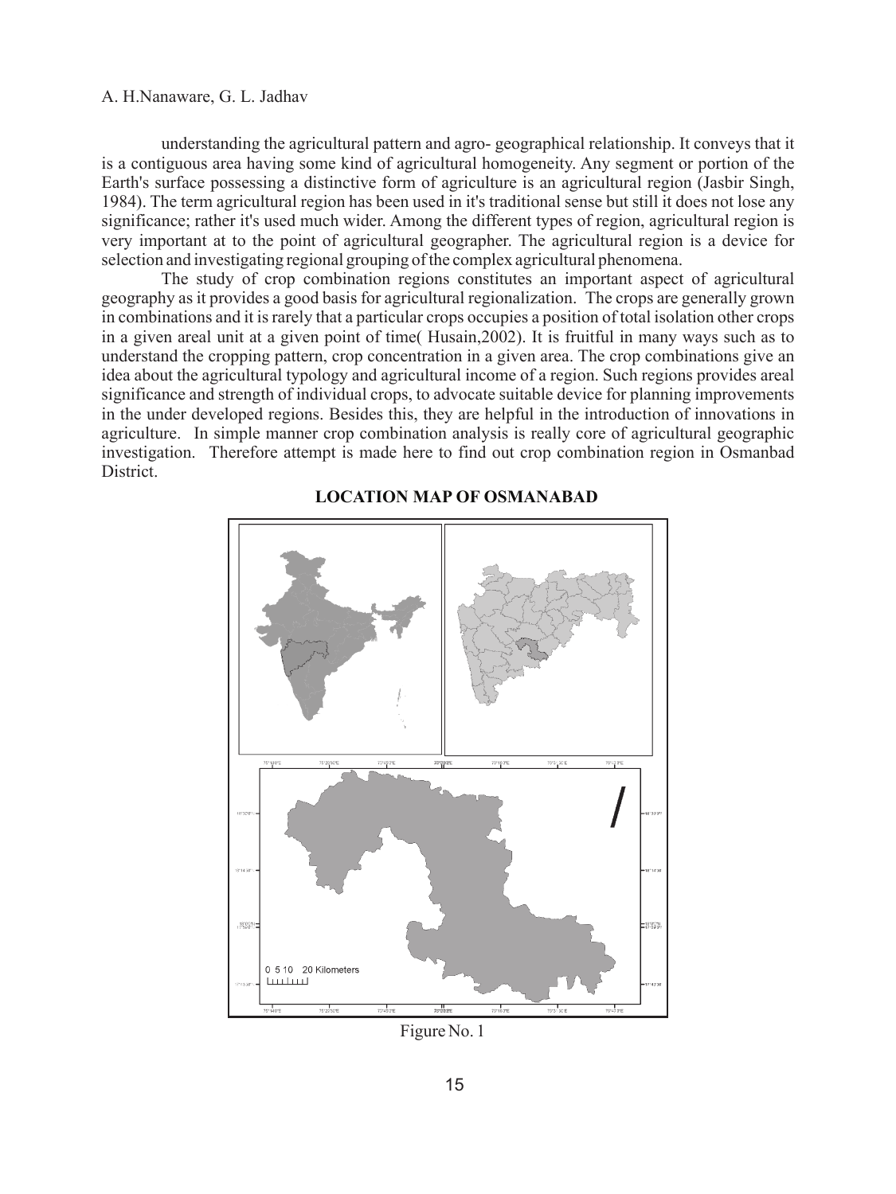understanding the agricultural pattern and agro- geographical relationship. It conveys that it is a contiguous area having some kind of agricultural homogeneity. Any segment or portion of the Earth's surface possessing a distinctive form of agriculture is an agricultural region (Jasbir Singh, 1984). The term agricultural region has been used in it's traditional sense but still it does not lose any significance; rather it's used much wider. Among the different types of region, agricultural region is very important at to the point of agricultural geographer. The agricultural region is a device for selection and investigating regional grouping of the complex agricultural phenomena.

The study of crop combination regions constitutes an important aspect of agricultural geography as it provides a good basis for agricultural regionalization. The crops are generally grown in combinations and it is rarely that a particular crops occupies a position of total isolation other crops in a given areal unit at a given point of time( Husain,2002). It is fruitful in many ways such as to understand the cropping pattern, crop concentration in a given area. The crop combinations give an idea about the agricultural typology and agricultural income of a region. Such regions provides areal significance and strength of individual crops, to advocate suitable device for planning improvements in the under developed regions. Besides this, they are helpful in the introduction of innovations in agriculture. In simple manner crop combination analysis is really core of agricultural geographic investigation. Therefore attempt is made here to find out crop combination region in Osmanbad District.

**LOCATION MAP OF OSMANABAD**

Figure No. 1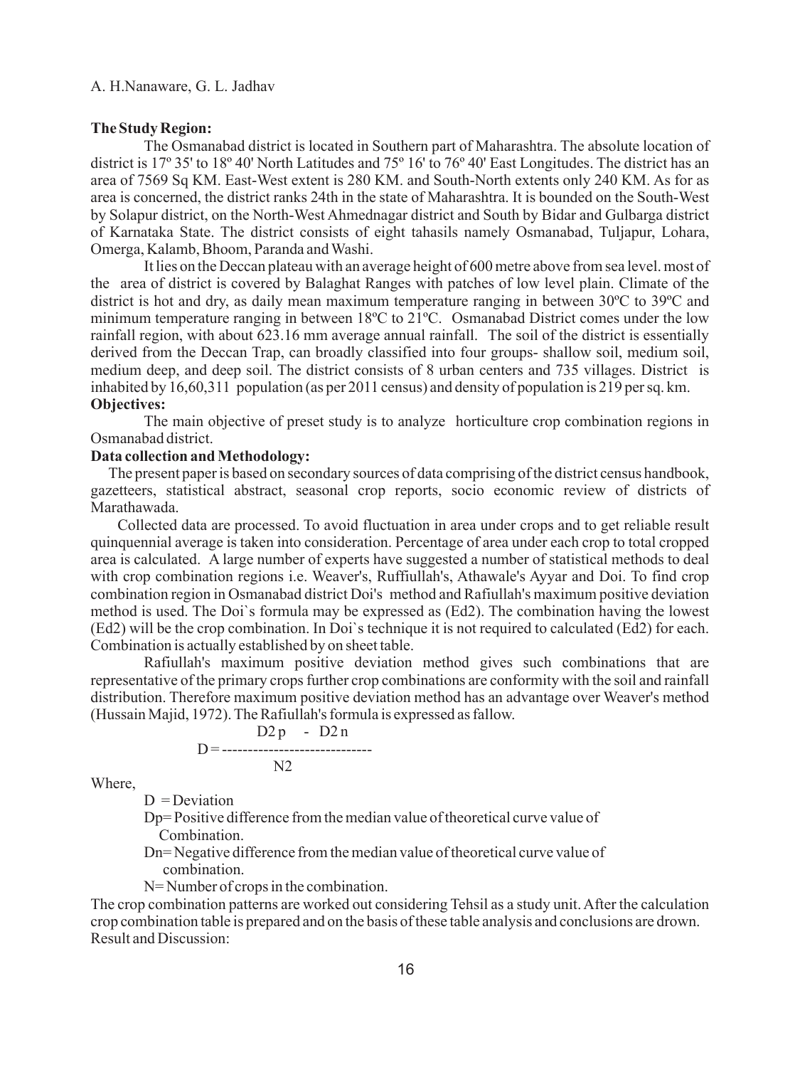**The Study Region:**

The Osmanabad district is located in Southern part of Maharashtra. The absolute location of district is 17º 35' to 18º 40' North Latitudes and 75º 16' to 76º 40' East Longitudes. The district has an area of 7569 Sq KM. East-West extent is 280 KM. and South-North extents only 240 KM. As for as area is concerned, the district ranks 24th in the state of Maharashtra. It is bounded on the South-West by Solapur district, on the North-West Ahmednagar district and South by Bidar and Gulbarga district of Karnataka State. The district consists of eight tahasils namely Osmanabad, Tuljapur, Lohara, Omerga, Kalamb, Bhoom, Paranda and Washi.

It lies on the Deccan plateau with an average height of 600 metre above from sea level. most of the area of district is covered by Balaghat Ranges with patches of low level plain. Climate of the district is hot and dry, as daily mean maximum temperature ranging in between 30ºC to 39ºC and minimum temperature ranging in between 18ºC to 21ºC. Osmanabad District comes under the low rainfall region, with about 623.16 mm average annual rainfall. The soil of the district is essentially derived from the Deccan Trap, can broadly classified into four groups- shallow soil, medium soil, medium deep, and deep soil. The district consists of 8 urban centers and 735 villages. District is inhabited by 16,60,311 population (as per 2011 census) and density of population is 219 per sq. km.

**Objectives:**

The main objective of preset study is to analyze horticulture crop combination regions in Osmanabad district.

**Data collection and Methodology:**

The present paper is based on secondary sources of data comprising of the district census handbook, gazetteers, statistical abstract, seasonal crop reports, socio economic review of districts of Marathawada.

Collected data are processed. To avoid fluctuation in area under crops and to get reliable result quinquennial average is taken into consideration. Percentage of area under each crop to total cropped area is calculated. A large number of experts have suggested a number of statistical methods to deal with crop combination regions i.e. Weaver's, Ruffiullah's, Athawale's Ayyar and Doi. To find crop combination region in Osmanabad district Doi's method and Rafiullah's maximum positive deviation method is used. The Doi`s formula may be expressed as (Ed2). The combination having the lowest (Ed2) will be the crop combination. In Doi`s technique it is not required to calculated (Ed2) for each. Combination is actually established by on sheet table.

Rafiullah's maximum positive deviation method gives such combinations that are representative of the primary crops further crop combinations are conformity with the soil and rainfall distribution. Therefore maximum positive deviation method has an advantage over Weaver's method (Hussain Majid, 1972). The Rafiullah's formula is expressed as fallow.

$$D = \frac{D2p - D2n}{N2}$$

Where,

D = Deviation

Dp= Positive difference from the median value of theoretical curve value of Combination.

Dn= Negative difference from the median value of theoretical curve value of combination.

N= Number of crops in the combination.

The crop combination patterns are worked out considering Tehsil as a study unit. After the calculation crop combination table is prepared and on the basis of these table analysis and conclusions are drown.

Result and Discussion: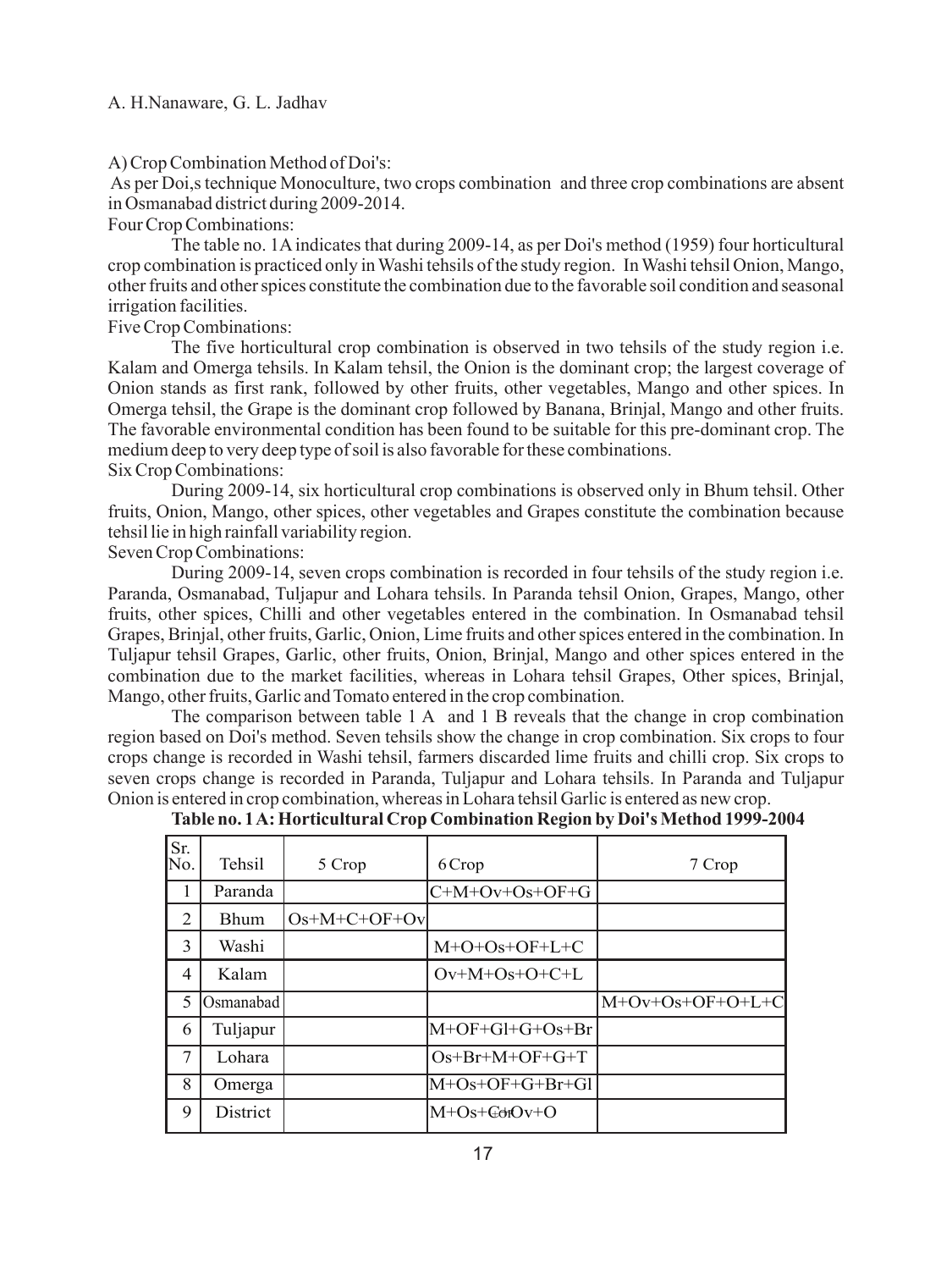A) Crop Combination Method of Doi's:

As per Doi,s technique Monoculture, two crops combination and three crop combinations are absent in Osmanabad district during 2009-2014.

Four Crop Combinations:

The table no. 1A indicates that during 2009-14, as per Doi's method (1959) four horticultural crop combination is practiced only in Washi tehsils of the study region. In Washi tehsil Onion, Mango, other fruits and other spices constitute the combination due to the favorable soil condition and seasonal irrigation facilities.

Five Crop Combinations:

The five horticultural crop combination is observed in two tehsils of the study region i.e. Kalam and Omerga tehsils. In Kalam tehsil, the Onion is the dominant crop; the largest coverage of Onion stands as first rank, followed by other fruits, other vegetables, Mango and other spices. In Omerga tehsil, the Grape is the dominant crop followed by Banana, Brinjal, Mango and other fruits. The favorable environmental condition has been found to be suitable for this pre-dominant crop. The medium deep to very deep type of soil is also favorable for these combinations.

Six Crop Combinations:

During 2009-14, six horticultural crop combinations is observed only in Bhum tehsil. Other fruits, Onion, Mango, other spices, other vegetables and Grapes constitute the combination because tehsil lie in high rainfall variability region.

Seven Crop Combinations:

During 2009-14, seven crops combination is recorded in four tehsils of the study region i.e. Paranda, Osmanabad, Tuljapur and Lohara tehsils. In Paranda tehsil Onion, Grapes, Mango, other fruits, other spices, Chilli and other vegetables entered in the combination. In Osmanabad tehsil Grapes, Brinjal, other fruits, Garlic, Onion, Lime fruits and other spices entered in the combination. In Tuljapur tehsil Grapes, Garlic, other fruits, Onion, Brinjal, Mango and other spices entered in the combination due to the market facilities, whereas in Lohara tehsil Grapes, Other spices, Brinjal, Mango, other fruits, Garlic and Tomato entered in the crop combination.

The comparison between table 1 A and 1 B reveals that the change in crop combination region based on Doi's method. Seven tehsils show the change in crop combination. Six crops to four crops change is recorded in Washi tehsil, farmers discarded lime fruits and chilli crop. Six crops to seven crops change is recorded in Paranda, Tuljapur and Lohara tehsils. In Paranda and Tuljapur Onion is entered in crop combination, whereas in Lohara tehsil Garlic is entered as new crop.

**Table no. 1 A: Horticultural Crop Combination Region by Doi's Method 1999-2004**

| Sr. No. | Tehsil | 5 Crop | 6 Crop | 7 Crop |
|---|---|---|---|---|
| 1 | Paranda | | C+M+Ov+Os+OF+G | |
| 2 | Bhum | Os+M+C+OF+Ov | | |
| 3 | Washi | | M+O+Os+OF+L+C | |
| 4 | Kalam | | Ov+M+Os+O+C+L | |
| 5 | Osmanabad | | | M+Ov+Os+OF+O+L+C |
| 6 | Tuljapur | | M+OF+Gl+G+Os+Br | |
| 7 | Lohara | | Os+Br+M+OF+G+T | |
| 8 | Omerga | | M+Os+OF+G+Br+Gl | |
| 9 | District | | M+Os+C+Or+Ov+O | |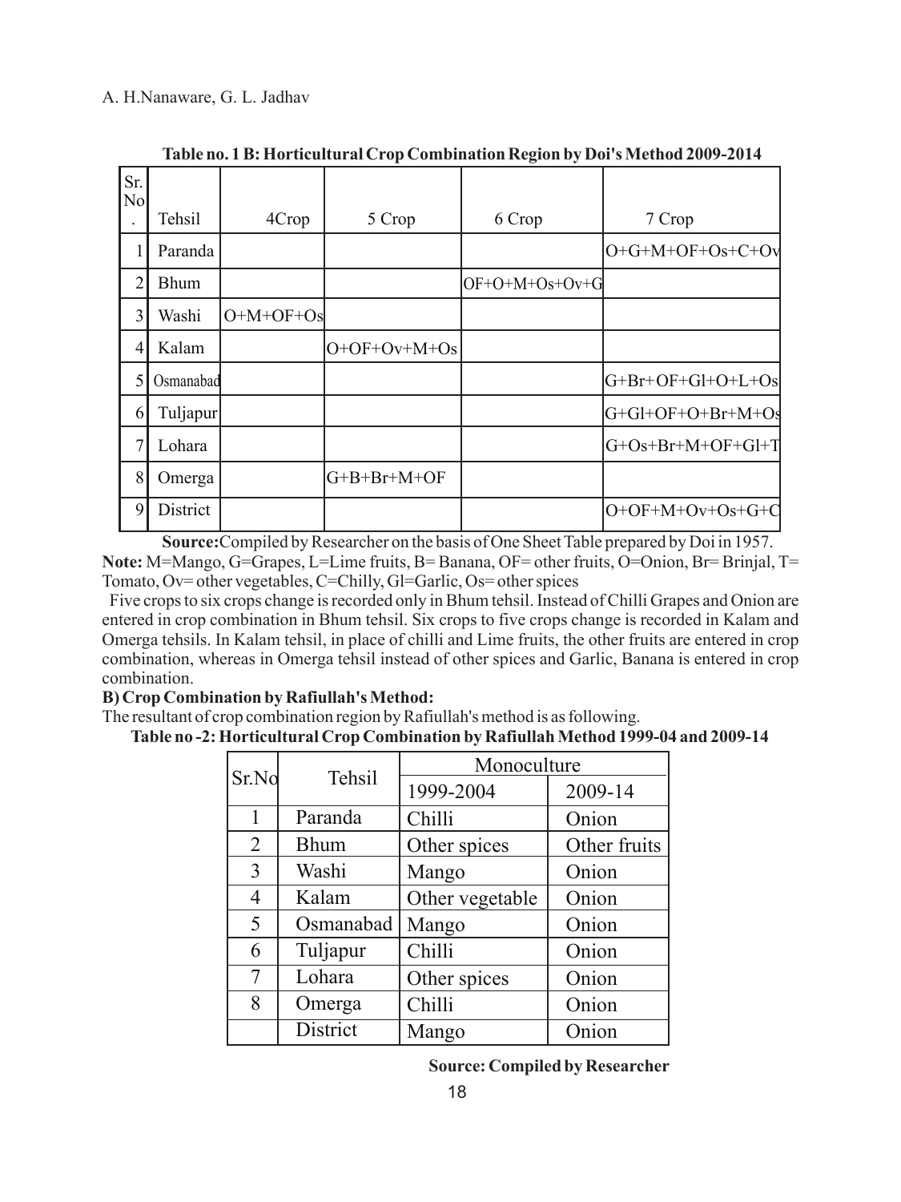**Table no. 1 B: Horticultural Crop Combination Region by Doi's Method 2009-2014**

| Sr. No. | Tehsil | 4Crop | 5 Crop | 6 Crop | 7 Crop |
|---|---|---|---|---|---|
| 1 | Paranda | | | | O+G+M+OF+Os+C+Ov |
| 2 | Bhum | | | OF+O+M+Os+Ov+G | |
| 3 | Washi | O+M+OF+Os | | | |
| 4 | Kalam | | O+OF+Ov+M+Os | | |
| 5 | Osmanabad | | | | G+Br+OF+Gl+O+L+Os |
| 6 | Tuljapur | | | | G+Gl+OF+O+Br+M+Os |
| 7 | Lohara | | | | G+Os+Br+M+OF+Gl+T |
| 8 | Omerga | | G+B+Br+M+OF | | |
| 9 | District | | | | O+OF+M+Ov+Os+G+C |

**Source:** Compiled by Researcher on the basis of One Sheet Table prepared by Doi in 1957.

**Note:** M=Mango, G=Grapes, L=Lime fruits, B= Banana, OF= other fruits, O=Onion, Br= Brinjal, T= Tomato, Ov= other vegetables, C=Chilly, Gl=Garlic, Os= other spices

Five crops to six crops change is recorded only in Bhum tehsil. Instead of Chilli Grapes and Onion are entered in crop combination in Bhum tehsil. Six crops to five crops change is recorded in Kalam and Omerga tehsils. In Kalam tehsil, in place of chilli and Lime fruits, the other fruits are entered in crop combination, whereas in Omerga tehsil instead of other spices and Garlic, Banana is entered in crop combination.

**B) Crop Combination by Rafiullah's Method:**

The resultant of crop combination region by Rafiullah's method is as following.

**Table no -2: Horticultural Crop Combination by Rafiullah Method 1999-04 and 2009-14**

| Sr.No | Tehsil | Monoculture | |
|---|---|---|---|
| | | 1999-2004 | 2009-14 |
| 1 | Paranda | Chilli | Onion |
| 2 | Bhum | Other spices | Other fruits |
| 3 | Washi | Mango | Onion |
| 4 | Kalam | Other vegetable | Onion |
| 5 | Osmanabad | Mango | Onion |
| 6 | Tuljapur | Chilli | Onion |
| 7 | Lohara | Other spices | Onion |
| 8 | Omerga | Chilli | Onion |
| | District | Mango | Onion |

**Source: Compiled by Researcher**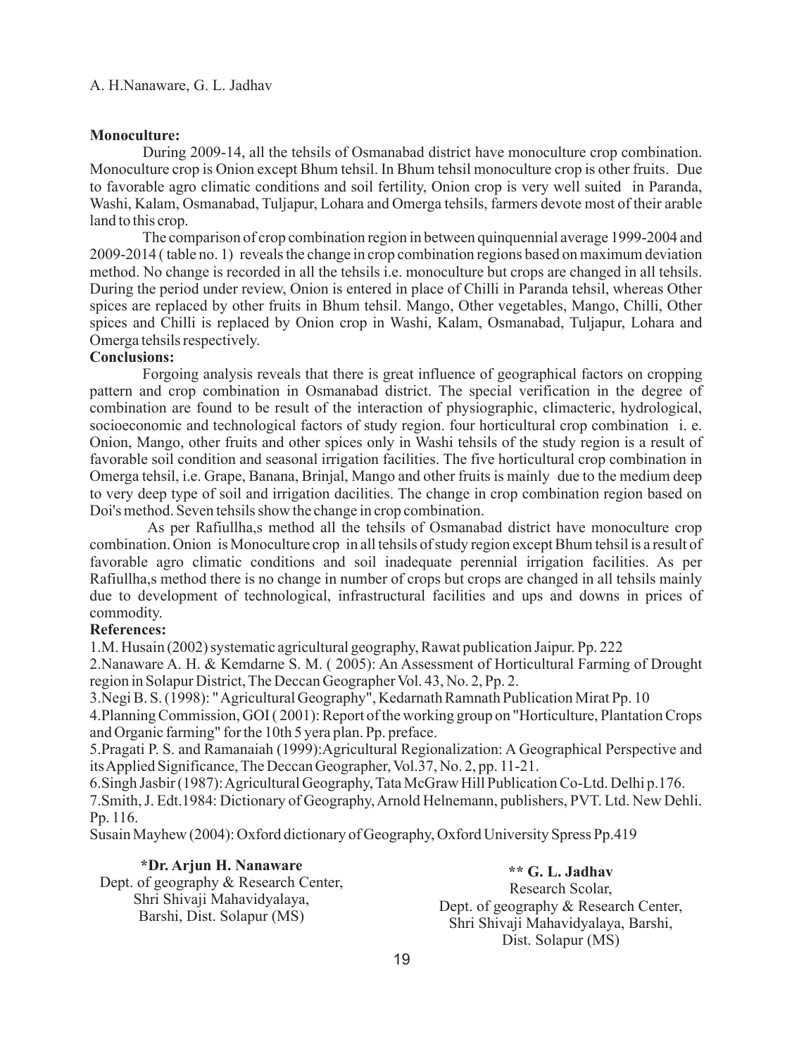**Monoculture:**

During 2009-14, all the tehsils of Osmanabad district have monoculture crop combination. Monoculture crop is Onion except Bhum tehsil. In Bhum tehsil monoculture crop is other fruits. Due to favorable agro climatic conditions and soil fertility, Onion crop is very well suited in Paranda, Washi, Kalam, Osmanabad, Tuljapur, Lohara and Omerga tehsils, farmers devote most of their arable land to this crop.

The comparison of crop combination region in between quinquennial average 1999-2004 and 2009-2014 ( table no. 1) reveals the change in crop combination regions based on maximum deviation method. No change is recorded in all the tehsils i.e. monoculture but crops are changed in all tehsils. During the period under review, Onion is entered in place of Chilli in Paranda tehsil, whereas Other spices are replaced by other fruits in Bhum tehsil. Mango, Other vegetables, Mango, Chilli, Other spices and Chilli is replaced by Onion crop in Washi, Kalam, Osmanabad, Tuljapur, Lohara and Omerga tehsils respectively.

**Conclusions:**

Forgoing analysis reveals that there is great influence of geographical factors on cropping pattern and crop combination in Osmanabad district. The special verification in the degree of combination are found to be result of the interaction of physiographic, climacteric, hydrological, socioeconomic and technological factors of study region. four horticultural crop combination i. e. Onion, Mango, other fruits and other spices only in Washi tehsils of the study region is a result of favorable soil condition and seasonal irrigation facilities. The five horticultural crop combination in Omerga tehsil, i.e. Grape, Banana, Brinjal, Mango and other fruits is mainly due to the medium deep to very deep type of soil and irrigation dacilities. The change in crop combination region based on Doi's method. Seven tehsils show the change in crop combination.

As per Rafiullha,s method all the tehsils of Osmanabad district have monoculture crop combination. Onion is Monoculture crop in all tehsils of study region except Bhum tehsil is a result of favorable agro climatic conditions and soil inadequate perennial irrigation facilities. As per Rafiullha,s method there is no change in number of crops but crops are changed in all tehsils mainly due to development of technological, infrastructural facilities and ups and downs in prices of commodity.

**References:**

1.M. Husain (2002) systematic agricultural geography, Rawat publication Jaipur. Pp. 222

2.Nanaware A. H. & Kemdarne S. M. ( 2005): An Assessment of Horticultural Farming of Drought region in Solapur District, The Deccan Geographer Vol. 43, No. 2, Pp. 2.

3.Negi B. S. (1998): "Agricultural Geography", Kedarnath Ramnath Publication Mirat Pp. 10

4.Planning Commission, GOI ( 2001): Report of the working group on "Horticulture, Plantation Crops and Organic farming" for the 10th 5 yera plan. Pp. preface.

5.Pragati P. S. and Ramanaiah (1999):Agricultural Regionalization: A Geographical Perspective and its Applied Significance, The Deccan Geographer, Vol.37, No. 2, pp. 11-21.

6.Singh Jasbir (1987): Agricultural Geography, Tata McGraw Hill Publication Co-Ltd. Delhi p.176.

7.Smith, J. Edt.1984: Dictionary of Geography, Arnold Helnemann, publishers, PVT. Ltd. New Dehli. Pp. 116.

Susain Mayhew (2004): Oxford dictionary of Geography, Oxford University Spress Pp.419

**\*Dr. Arjun H. Nanaware**
Dept. of geography & Research Center,
Shri Shivaji Mahavidyalaya,
Barshi, Dist. Solapur (MS)

**\*\* G. L. Jadhav**
Research Scolar,
Dept. of geography & Research Center,
Shri Shivaji Mahavidyalaya, Barshi,
Dist. Solapur (MS)